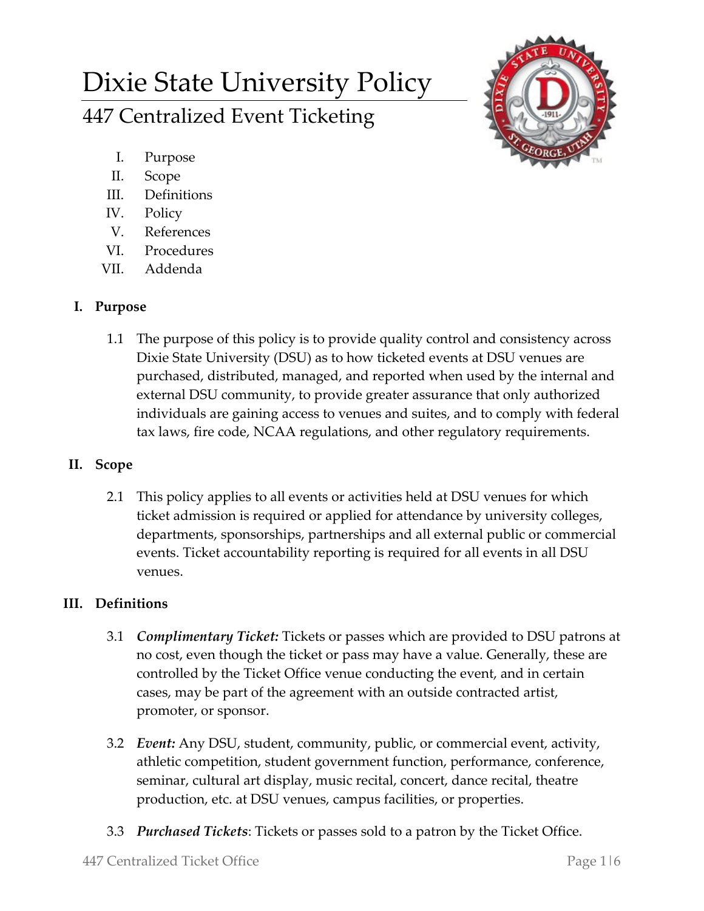# Dixie State University Policy

## 447 Centralized Event Ticketing

I. Purpose
II. Scope
III. Definitions
IV. Policy
V. References
VI. Procedures
VII. Addenda

### I. Purpose

1.1 The purpose of this policy is to provide quality control and consistency across Dixie State University (DSU) as to how ticketed events at DSU venues are purchased, distributed, managed, and reported when used by the internal and external DSU community, to provide greater assurance that only authorized individuals are gaining access to venues and suites, and to comply with federal tax laws, fire code, NCAA regulations, and other regulatory requirements.

### II. Scope

2.1 This policy applies to all events or activities held at DSU venues for which ticket admission is required or applied for attendance by university colleges, departments, sponsorships, partnerships and all external public or commercial events. Ticket accountability reporting is required for all events in all DSU venues.

### III. Definitions

3.1 ***Complimentary Ticket:*** Tickets or passes which are provided to DSU patrons at no cost, even though the ticket or pass may have a value. Generally, these are controlled by the Ticket Office venue conducting the event, and in certain cases, may be part of the agreement with an outside contracted artist, promoter, or sponsor.

3.2 ***Event:*** Any DSU, student, community, public, or commercial event, activity, athletic competition, student government function, performance, conference, seminar, cultural art display, music recital, concert, dance recital, theatre production, etc. at DSU venues, campus facilities, or properties.

3.3 ***Purchased Tickets***: Tickets or passes sold to a patron by the Ticket Office.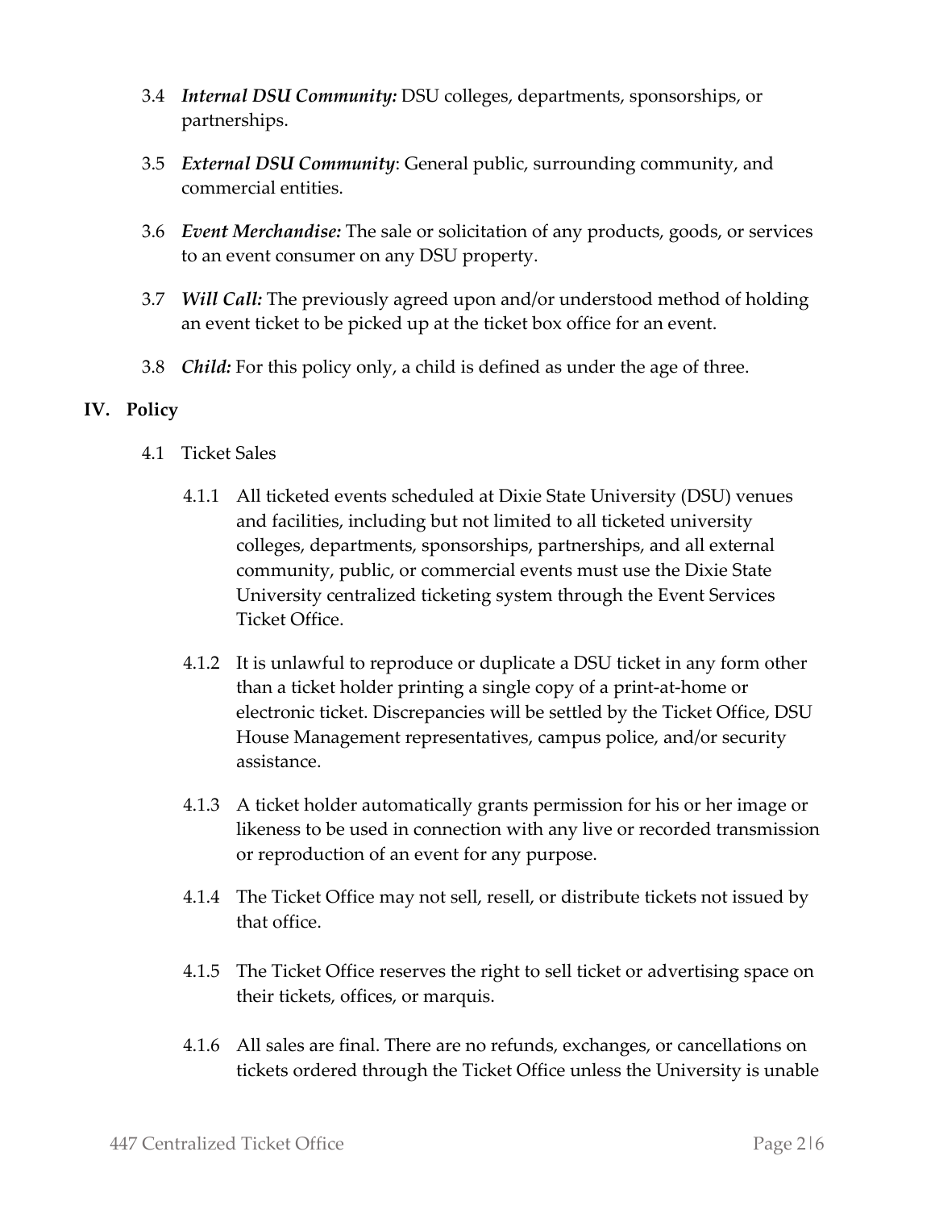3.4 ***Internal DSU Community:*** DSU colleges, departments, sponsorships, or partnerships.

3.5 ***External DSU Community***: General public, surrounding community, and commercial entities.

3.6 ***Event Merchandise:*** The sale or solicitation of any products, goods, or services to an event consumer on any DSU property.

3.7 ***Will Call:*** The previously agreed upon and/or understood method of holding an event ticket to be picked up at the ticket box office for an event.

3.8 ***Child:*** For this policy only, a child is defined as under the age of three.

## IV. Policy

4.1 Ticket Sales

4.1.1 All ticketed events scheduled at Dixie State University (DSU) venues and facilities, including but not limited to all ticketed university colleges, departments, sponsorships, partnerships, and all external community, public, or commercial events must use the Dixie State University centralized ticketing system through the Event Services Ticket Office.

4.1.2 It is unlawful to reproduce or duplicate a DSU ticket in any form other than a ticket holder printing a single copy of a print-at-home or electronic ticket. Discrepancies will be settled by the Ticket Office, DSU House Management representatives, campus police, and/or security assistance.

4.1.3 A ticket holder automatically grants permission for his or her image or likeness to be used in connection with any live or recorded transmission or reproduction of an event for any purpose.

4.1.4 The Ticket Office may not sell, resell, or distribute tickets not issued by that office.

4.1.5 The Ticket Office reserves the right to sell ticket or advertising space on their tickets, offices, or marquis.

4.1.6 All sales are final. There are no refunds, exchanges, or cancellations on tickets ordered through the Ticket Office unless the University is unable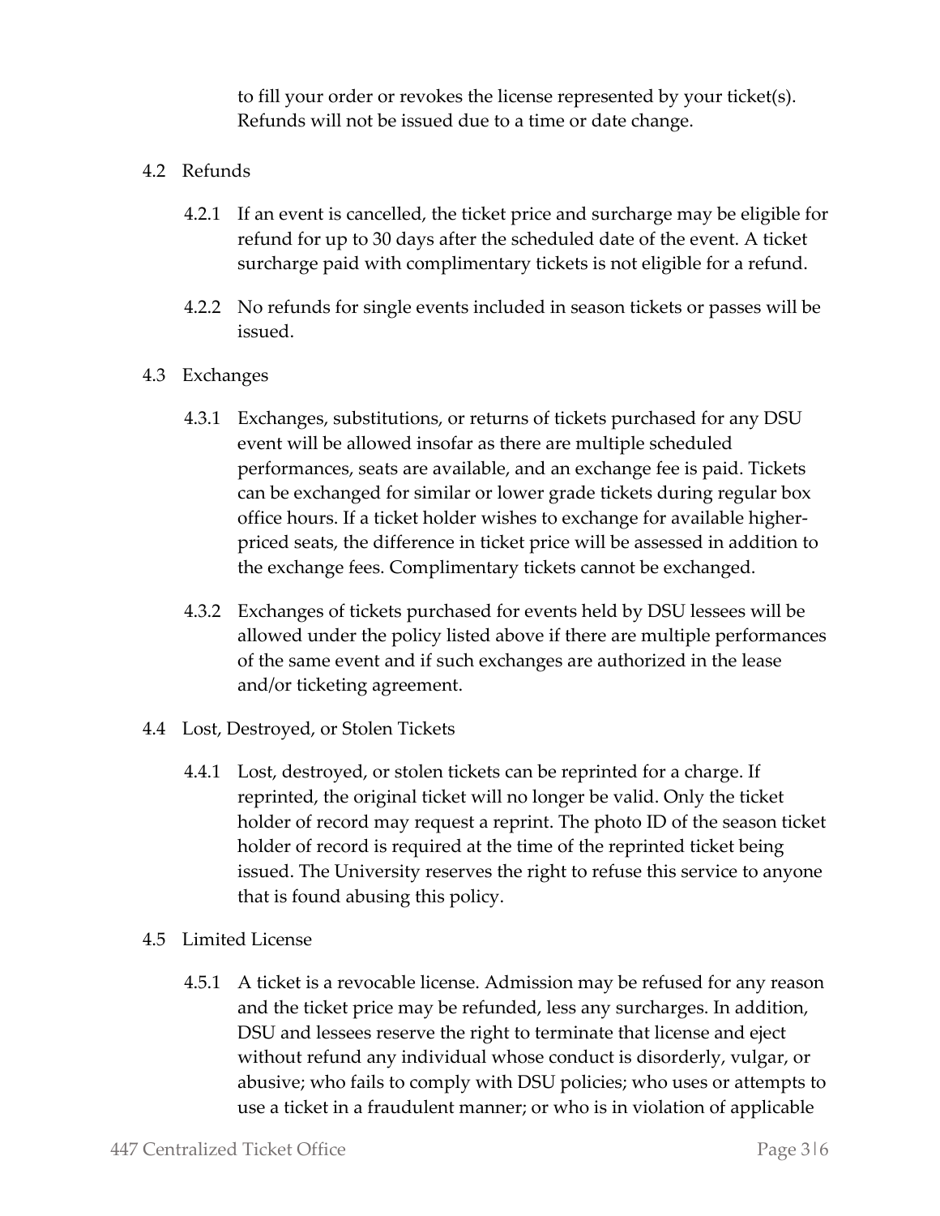to fill your order or revokes the license represented by your ticket(s). Refunds will not be issued due to a time or date change.

4.2 Refunds

4.2.1 If an event is cancelled, the ticket price and surcharge may be eligible for refund for up to 30 days after the scheduled date of the event. A ticket surcharge paid with complimentary tickets is not eligible for a refund.

4.2.2 No refunds for single events included in season tickets or passes will be issued.

4.3 Exchanges

4.3.1 Exchanges, substitutions, or returns of tickets purchased for any DSU event will be allowed insofar as there are multiple scheduled performances, seats are available, and an exchange fee is paid. Tickets can be exchanged for similar or lower grade tickets during regular box office hours. If a ticket holder wishes to exchange for available higher-priced seats, the difference in ticket price will be assessed in addition to the exchange fees. Complimentary tickets cannot be exchanged.

4.3.2 Exchanges of tickets purchased for events held by DSU lessees will be allowed under the policy listed above if there are multiple performances of the same event and if such exchanges are authorized in the lease and/or ticketing agreement.

4.4 Lost, Destroyed, or Stolen Tickets

4.4.1 Lost, destroyed, or stolen tickets can be reprinted for a charge. If reprinted, the original ticket will no longer be valid. Only the ticket holder of record may request a reprint. The photo ID of the season ticket holder of record is required at the time of the reprinted ticket being issued. The University reserves the right to refuse this service to anyone that is found abusing this policy.

4.5 Limited License

4.5.1 A ticket is a revocable license. Admission may be refused for any reason and the ticket price may be refunded, less any surcharges. In addition, DSU and lessees reserve the right to terminate that license and eject without refund any individual whose conduct is disorderly, vulgar, or abusive; who fails to comply with DSU policies; who uses or attempts to use a ticket in a fraudulent manner; or who is in violation of applicable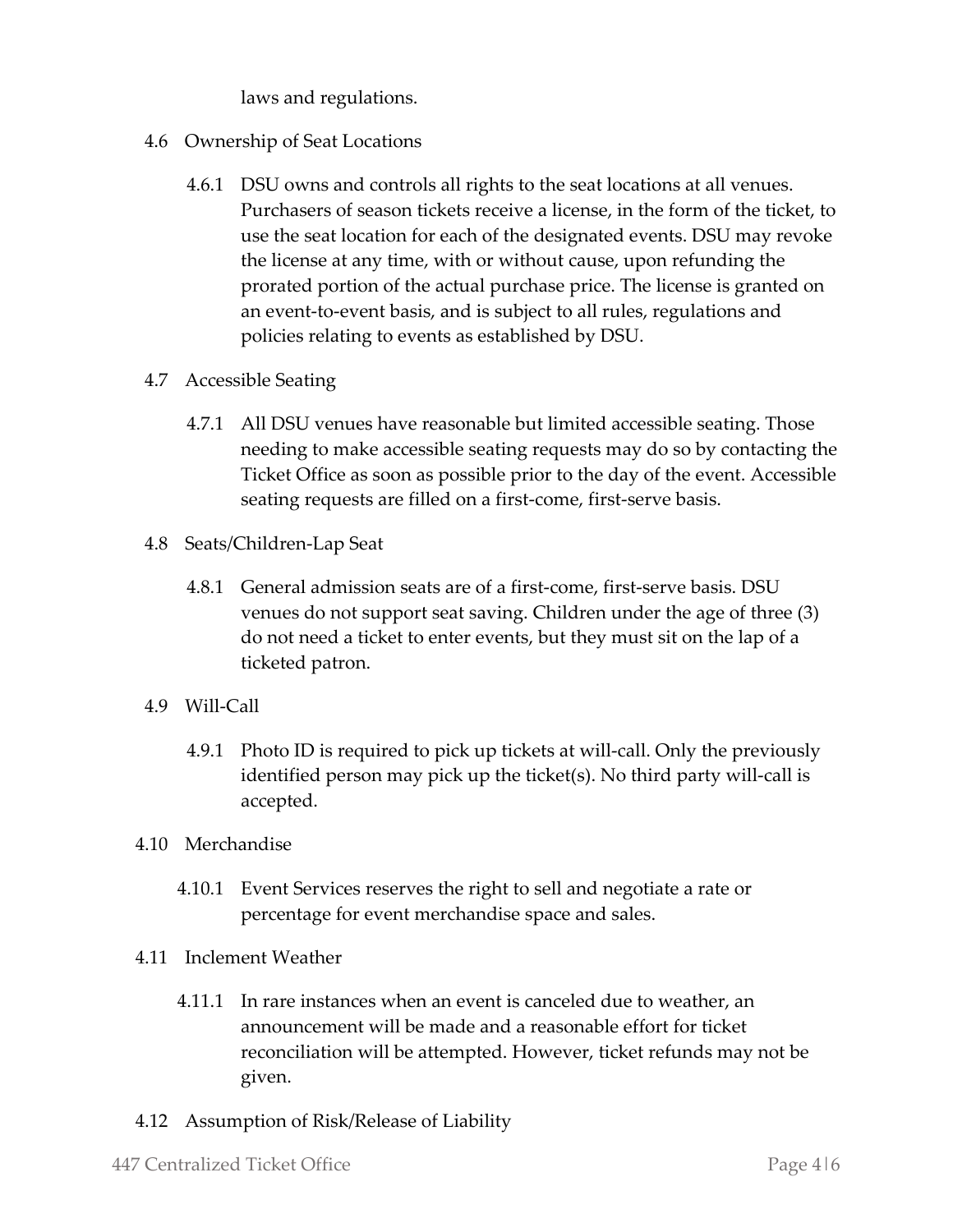laws and regulations.

4.6 Ownership of Seat Locations

4.6.1 DSU owns and controls all rights to the seat locations at all venues. Purchasers of season tickets receive a license, in the form of the ticket, to use the seat location for each of the designated events. DSU may revoke the license at any time, with or without cause, upon refunding the prorated portion of the actual purchase price. The license is granted on an event-to-event basis, and is subject to all rules, regulations and policies relating to events as established by DSU.

4.7 Accessible Seating

4.7.1 All DSU venues have reasonable but limited accessible seating. Those needing to make accessible seating requests may do so by contacting the Ticket Office as soon as possible prior to the day of the event. Accessible seating requests are filled on a first-come, first-serve basis.

4.8 Seats/Children-Lap Seat

4.8.1 General admission seats are of a first-come, first-serve basis. DSU venues do not support seat saving. Children under the age of three (3) do not need a ticket to enter events, but they must sit on the lap of a ticketed patron.

4.9 Will-Call

4.9.1 Photo ID is required to pick up tickets at will-call. Only the previously identified person may pick up the ticket(s). No third party will-call is accepted.

4.10 Merchandise

4.10.1 Event Services reserves the right to sell and negotiate a rate or percentage for event merchandise space and sales.

4.11 Inclement Weather

4.11.1 In rare instances when an event is canceled due to weather, an announcement will be made and a reasonable effort for ticket reconciliation will be attempted. However, ticket refunds may not be given.

4.12 Assumption of Risk/Release of Liability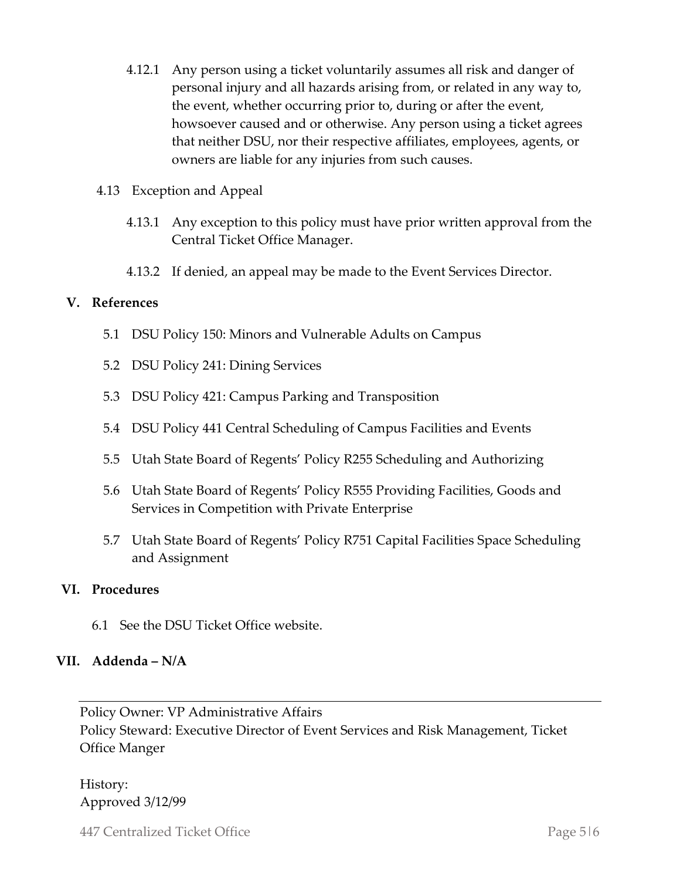4.12.1 Any person using a ticket voluntarily assumes all risk and danger of personal injury and all hazards arising from, or related in any way to, the event, whether occurring prior to, during or after the event, howsoever caused and or otherwise. Any person using a ticket agrees that neither DSU, nor their respective affiliates, employees, agents, or owners are liable for any injuries from such causes.

4.13 Exception and Appeal

4.13.1 Any exception to this policy must have prior written approval from the Central Ticket Office Manager.

4.13.2 If denied, an appeal may be made to the Event Services Director.

## V. References

5.1 DSU Policy 150: Minors and Vulnerable Adults on Campus

5.2 DSU Policy 241: Dining Services

5.3 DSU Policy 421: Campus Parking and Transposition

5.4 DSU Policy 441 Central Scheduling of Campus Facilities and Events

5.5 Utah State Board of Regents' Policy R255 Scheduling and Authorizing

5.6 Utah State Board of Regents' Policy R555 Providing Facilities, Goods and Services in Competition with Private Enterprise

5.7 Utah State Board of Regents' Policy R751 Capital Facilities Space Scheduling and Assignment

## VI. Procedures

6.1 See the DSU Ticket Office website.

## VII. Addenda – N/A

---

Policy Owner: VP Administrative Affairs
Policy Steward: Executive Director of Event Services and Risk Management, Ticket Office Manger

History:
Approved 3/12/99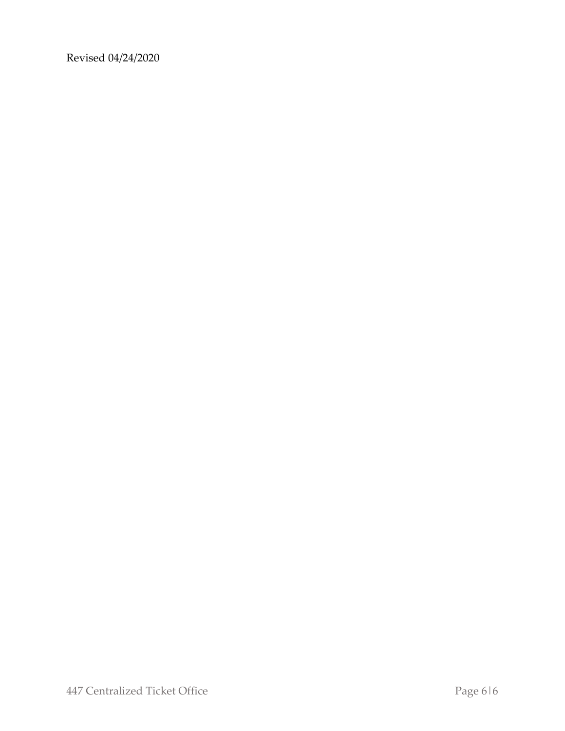Revised 04/24/2020